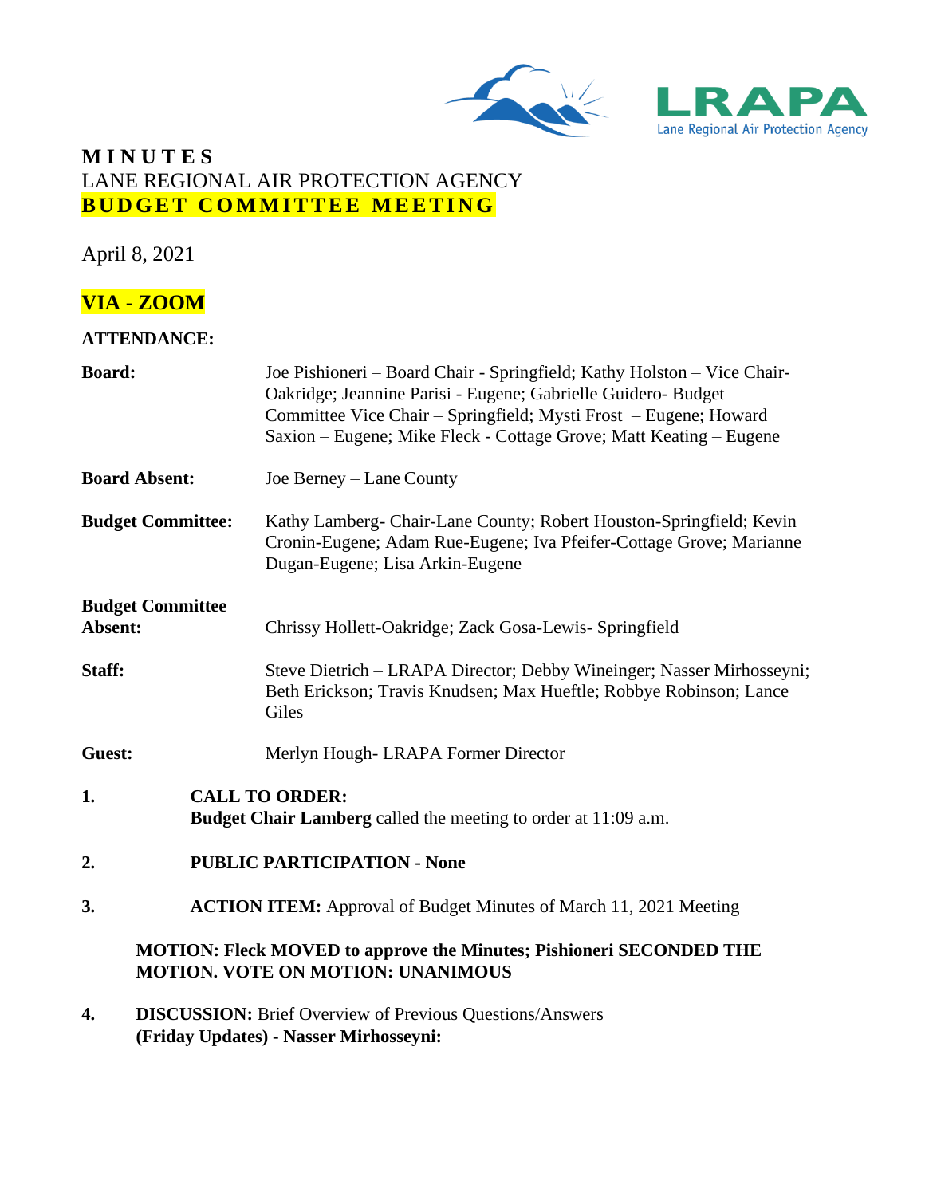# MINUTES

LANE REGIONAL AIR PROTECTION AGENCY

**BUDGET COMMITTEE MEETING**

April 8, 2021

**VIA - ZOOM**

**ATTENDANCE:**

**Board:** Joe Pishioneri – Board Chair - Springfield; Kathy Holston – Vice Chair-Oakridge; Jeannine Parisi - Eugene; Gabrielle Guidero- Budget Committee Vice Chair – Springfield; Mysti Frost – Eugene; Howard Saxion – Eugene; Mike Fleck - Cottage Grove; Matt Keating – Eugene

**Board Absent:** Joe Berney – Lane County

**Budget Committee:** Kathy Lamberg- Chair-Lane County; Robert Houston-Springfield; Kevin Cronin-Eugene; Adam Rue-Eugene; Iva Pfeifer-Cottage Grove; Marianne Dugan-Eugene; Lisa Arkin-Eugene

**Budget Committee Absent:** Chrissy Hollett-Oakridge; Zack Gosa-Lewis- Springfield

**Staff:** Steve Dietrich – LRAPA Director; Debby Wineinger; Nasser Mirhosseyni; Beth Erickson; Travis Knudsen; Max Hueftle; Robbye Robinson; Lance Giles

**Guest:** Merlyn Hough- LRAPA Former Director

**1. CALL TO ORDER:**
**Budget Chair Lamberg** called the meeting to order at 11:09 a.m.

**2. PUBLIC PARTICIPATION - None**

**3. ACTION ITEM:** Approval of Budget Minutes of March 11, 2021 Meeting

**MOTION: Fleck MOVED to approve the Minutes; Pishioneri SECONDED THE MOTION. VOTE ON MOTION: UNANIMOUS**

**4. DISCUSSION:** Brief Overview of Previous Questions/Answers
**(Friday Updates) - Nasser Mirhosseyni:**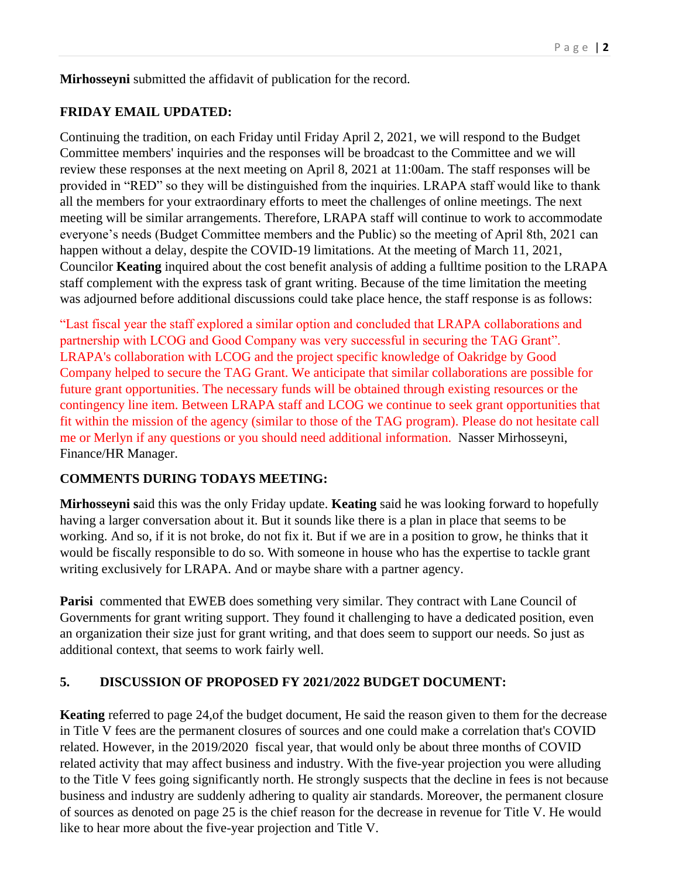**Mirhosseyni** submitted the affidavit of publication for the record.

**FRIDAY EMAIL UPDATED:**

Continuing the tradition, on each Friday until Friday April 2, 2021, we will respond to the Budget Committee members' inquiries and the responses will be broadcast to the Committee and we will review these responses at the next meeting on April 8, 2021 at 11:00am. The staff responses will be provided in "RED" so they will be distinguished from the inquiries. LRAPA staff would like to thank all the members for your extraordinary efforts to meet the challenges of online meetings. The next meeting will be similar arrangements. Therefore, LRAPA staff will continue to work to accommodate everyone's needs (Budget Committee members and the Public) so the meeting of April 8th, 2021 can happen without a delay, despite the COVID-19 limitations. At the meeting of March 11, 2021, Councilor **Keating** inquired about the cost benefit analysis of adding a fulltime position to the LRAPA staff complement with the express task of grant writing. Because of the time limitation the meeting was adjourned before additional discussions could take place hence, the staff response is as follows:

"Last fiscal year the staff explored a similar option and concluded that LRAPA collaborations and partnership with LCOG and Good Company was very successful in securing the TAG Grant". LRAPA's collaboration with LCOG and the project specific knowledge of Oakridge by Good Company helped to secure the TAG Grant. We anticipate that similar collaborations are possible for future grant opportunities. The necessary funds will be obtained through existing resources or the contingency line item. Between LRAPA staff and LCOG we continue to seek grant opportunities that fit within the mission of the agency (similar to those of the TAG program). Please do not hesitate call me or Merlyn if any questions or you should need additional information. Nasser Mirhosseyni, Finance/HR Manager.

**COMMENTS DURING TODAYS MEETING:**

**Mirhosseyni s**aid this was the only Friday update. **Keating** said he was looking forward to hopefully having a larger conversation about it. But it sounds like there is a plan in place that seems to be working. And so, if it is not broke, do not fix it. But if we are in a position to grow, he thinks that it would be fiscally responsible to do so. With someone in house who has the expertise to tackle grant writing exclusively for LRAPA. And or maybe share with a partner agency.

**Parisi** commented that EWEB does something very similar. They contract with Lane Council of Governments for grant writing support. They found it challenging to have a dedicated position, even an organization their size just for grant writing, and that does seem to support our needs. So just as additional context, that seems to work fairly well.

**5. DISCUSSION OF PROPOSED FY 2021/2022 BUDGET DOCUMENT:**

**Keating** referred to page 24,of the budget document, He said the reason given to them for the decrease in Title V fees are the permanent closures of sources and one could make a correlation that's COVID related. However, in the 2019/2020 fiscal year, that would only be about three months of COVID related activity that may affect business and industry. With the five-year projection you were alluding to the Title V fees going significantly north. He strongly suspects that the decline in fees is not because business and industry are suddenly adhering to quality air standards. Moreover, the permanent closure of sources as denoted on page 25 is the chief reason for the decrease in revenue for Title V. He would like to hear more about the five-year projection and Title V.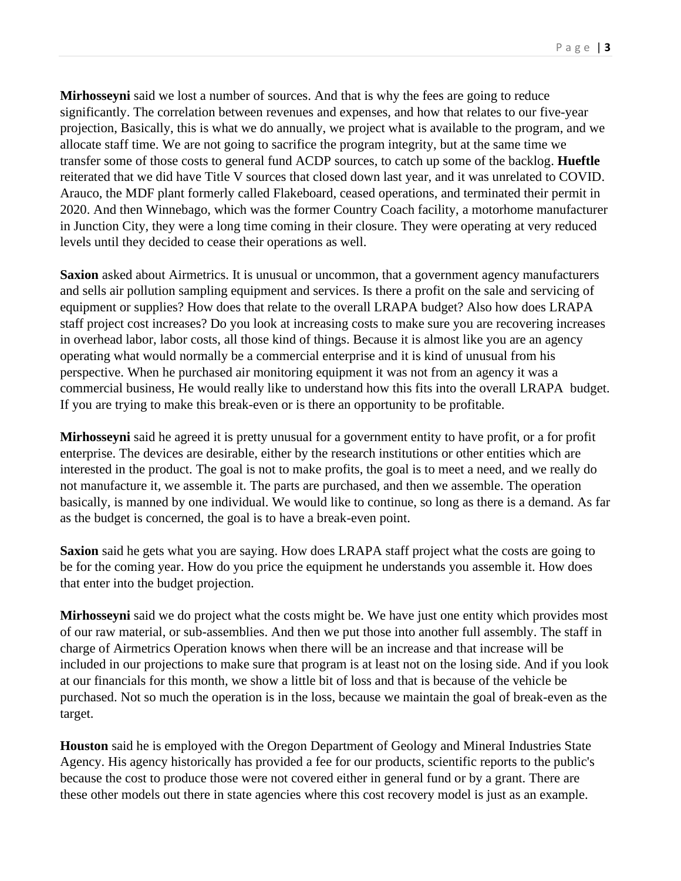**Mirhosseyni** said we lost a number of sources. And that is why the fees are going to reduce significantly. The correlation between revenues and expenses, and how that relates to our five-year projection, Basically, this is what we do annually, we project what is available to the program, and we allocate staff time. We are not going to sacrifice the program integrity, but at the same time we transfer some of those costs to general fund ACDP sources, to catch up some of the backlog. **Hueftle** reiterated that we did have Title V sources that closed down last year, and it was unrelated to COVID. Arauco, the MDF plant formerly called Flakeboard, ceased operations, and terminated their permit in 2020. And then Winnebago, which was the former Country Coach facility, a motorhome manufacturer in Junction City, they were a long time coming in their closure. They were operating at very reduced levels until they decided to cease their operations as well.

**Saxion** asked about Airmetrics. It is unusual or uncommon, that a government agency manufacturers and sells air pollution sampling equipment and services. Is there a profit on the sale and servicing of equipment or supplies? How does that relate to the overall LRAPA budget? Also how does LRAPA staff project cost increases? Do you look at increasing costs to make sure you are recovering increases in overhead labor, labor costs, all those kind of things. Because it is almost like you are an agency operating what would normally be a commercial enterprise and it is kind of unusual from his perspective. When he purchased air monitoring equipment it was not from an agency it was a commercial business, He would really like to understand how this fits into the overall LRAPA budget. If you are trying to make this break-even or is there an opportunity to be profitable.

**Mirhosseyni** said he agreed it is pretty unusual for a government entity to have profit, or a for profit enterprise. The devices are desirable, either by the research institutions or other entities which are interested in the product. The goal is not to make profits, the goal is to meet a need, and we really do not manufacture it, we assemble it. The parts are purchased, and then we assemble. The operation basically, is manned by one individual. We would like to continue, so long as there is a demand. As far as the budget is concerned, the goal is to have a break-even point.

**Saxion** said he gets what you are saying. How does LRAPA staff project what the costs are going to be for the coming year. How do you price the equipment he understands you assemble it. How does that enter into the budget projection.

**Mirhosseyni** said we do project what the costs might be. We have just one entity which provides most of our raw material, or sub-assemblies. And then we put those into another full assembly. The staff in charge of Airmetrics Operation knows when there will be an increase and that increase will be included in our projections to make sure that program is at least not on the losing side. And if you look at our financials for this month, we show a little bit of loss and that is because of the vehicle be purchased. Not so much the operation is in the loss, because we maintain the goal of break-even as the target.

**Houston** said he is employed with the Oregon Department of Geology and Mineral Industries State Agency. His agency historically has provided a fee for our products, scientific reports to the public's because the cost to produce those were not covered either in general fund or by a grant. There are these other models out there in state agencies where this cost recovery model is just as an example.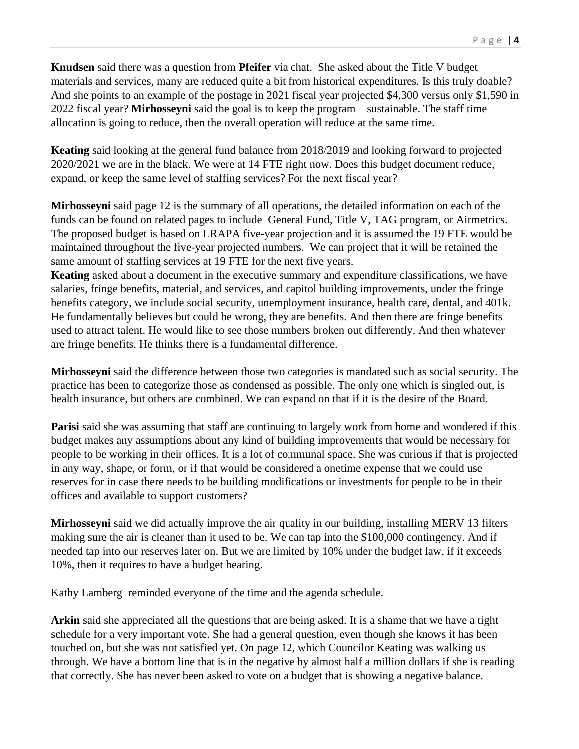**Knudsen** said there was a question from **Pfeifer** via chat. She asked about the Title V budget materials and services, many are reduced quite a bit from historical expenditures. Is this truly doable? And she points to an example of the postage in 2021 fiscal year projected $4,300 versus only $1,590 in 2022 fiscal year? **Mirhosseyni** said the goal is to keep the program sustainable. The staff time allocation is going to reduce, then the overall operation will reduce at the same time.

**Keating** said looking at the general fund balance from 2018/2019 and looking forward to projected 2020/2021 we are in the black. We were at 14 FTE right now. Does this budget document reduce, expand, or keep the same level of staffing services? For the next fiscal year?

**Mirhosseyni** said page 12 is the summary of all operations, the detailed information on each of the funds can be found on related pages to include General Fund, Title V, TAG program, or Airmetrics. The proposed budget is based on LRAPA five-year projection and it is assumed the 19 FTE would be maintained throughout the five-year projected numbers. We can project that it will be retained the same amount of staffing services at 19 FTE for the next five years.

**Keating** asked about a document in the executive summary and expenditure classifications, we have salaries, fringe benefits, material, and services, and capitol building improvements, under the fringe benefits category, we include social security, unemployment insurance, health care, dental, and 401k. He fundamentally believes but could be wrong, they are benefits. And then there are fringe benefits used to attract talent. He would like to see those numbers broken out differently. And then whatever are fringe benefits. He thinks there is a fundamental difference.

**Mirhosseyni** said the difference between those two categories is mandated such as social security. The practice has been to categorize those as condensed as possible. The only one which is singled out, is health insurance, but others are combined. We can expand on that if it is the desire of the Board.

**Parisi** said she was assuming that staff are continuing to largely work from home and wondered if this budget makes any assumptions about any kind of building improvements that would be necessary for people to be working in their offices. It is a lot of communal space. She was curious if that is projected in any way, shape, or form, or if that would be considered a onetime expense that we could use reserves for in case there needs to be building modifications or investments for people to be in their offices and available to support customers?

**Mirhosseyni** said we did actually improve the air quality in our building, installing MERV 13 filters making sure the air is cleaner than it used to be. We can tap into the $100,000 contingency. And if needed tap into our reserves later on. But we are limited by 10% under the budget law, if it exceeds 10%, then it requires to have a budget hearing.

Kathy Lamberg reminded everyone of the time and the agenda schedule.

**Arkin** said she appreciated all the questions that are being asked. It is a shame that we have a tight schedule for a very important vote. She had a general question, even though she knows it has been touched on, but she was not satisfied yet. On page 12, which Councilor Keating was walking us through. We have a bottom line that is in the negative by almost half a million dollars if she is reading that correctly. She has never been asked to vote on a budget that is showing a negative balance.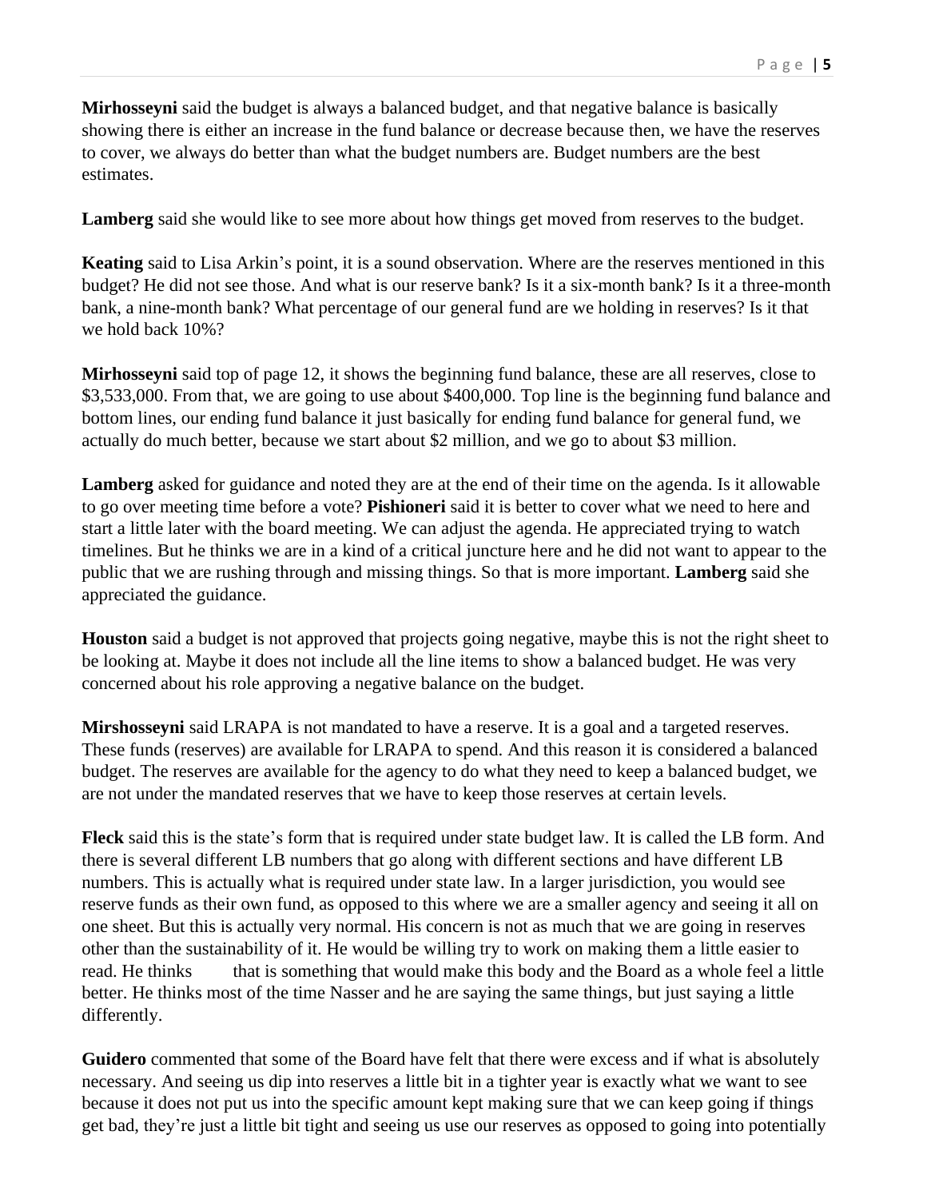**Mirhosseyni** said the budget is always a balanced budget, and that negative balance is basically showing there is either an increase in the fund balance or decrease because then, we have the reserves to cover, we always do better than what the budget numbers are. Budget numbers are the best estimates.

**Lamberg** said she would like to see more about how things get moved from reserves to the budget.

**Keating** said to Lisa Arkin's point, it is a sound observation. Where are the reserves mentioned in this budget? He did not see those. And what is our reserve bank? Is it a six-month bank? Is it a three-month bank, a nine-month bank? What percentage of our general fund are we holding in reserves? Is it that we hold back 10%?

**Mirhosseyni** said top of page 12, it shows the beginning fund balance, these are all reserves, close to \$3,533,000. From that, we are going to use about \$400,000. Top line is the beginning fund balance and bottom lines, our ending fund balance it just basically for ending fund balance for general fund, we actually do much better, because we start about \$2 million, and we go to about \$3 million.

**Lamberg** asked for guidance and noted they are at the end of their time on the agenda. Is it allowable to go over meeting time before a vote? **Pishioneri** said it is better to cover what we need to here and start a little later with the board meeting. We can adjust the agenda. He appreciated trying to watch timelines. But he thinks we are in a kind of a critical juncture here and he did not want to appear to the public that we are rushing through and missing things. So that is more important. **Lamberg** said she appreciated the guidance.

**Houston** said a budget is not approved that projects going negative, maybe this is not the right sheet to be looking at. Maybe it does not include all the line items to show a balanced budget. He was very concerned about his role approving a negative balance on the budget.

**Mirshosseyni** said LRAPA is not mandated to have a reserve. It is a goal and a targeted reserves. These funds (reserves) are available for LRAPA to spend. And this reason it is considered a balanced budget. The reserves are available for the agency to do what they need to keep a balanced budget, we are not under the mandated reserves that we have to keep those reserves at certain levels.

**Fleck** said this is the state's form that is required under state budget law. It is called the LB form. And there is several different LB numbers that go along with different sections and have different LB numbers. This is actually what is required under state law. In a larger jurisdiction, you would see reserve funds as their own fund, as opposed to this where we are a smaller agency and seeing it all on one sheet. But this is actually very normal. His concern is not as much that we are going in reserves other than the sustainability of it. He would be willing try to work on making them a little easier to read. He thinks that is something that would make this body and the Board as a whole feel a little better. He thinks most of the time Nasser and he are saying the same things, but just saying a little differently.

**Guidero** commented that some of the Board have felt that there were excess and if what is absolutely necessary. And seeing us dip into reserves a little bit in a tighter year is exactly what we want to see because it does not put us into the specific amount kept making sure that we can keep going if things get bad, they're just a little bit tight and seeing us use our reserves as opposed to going into potentially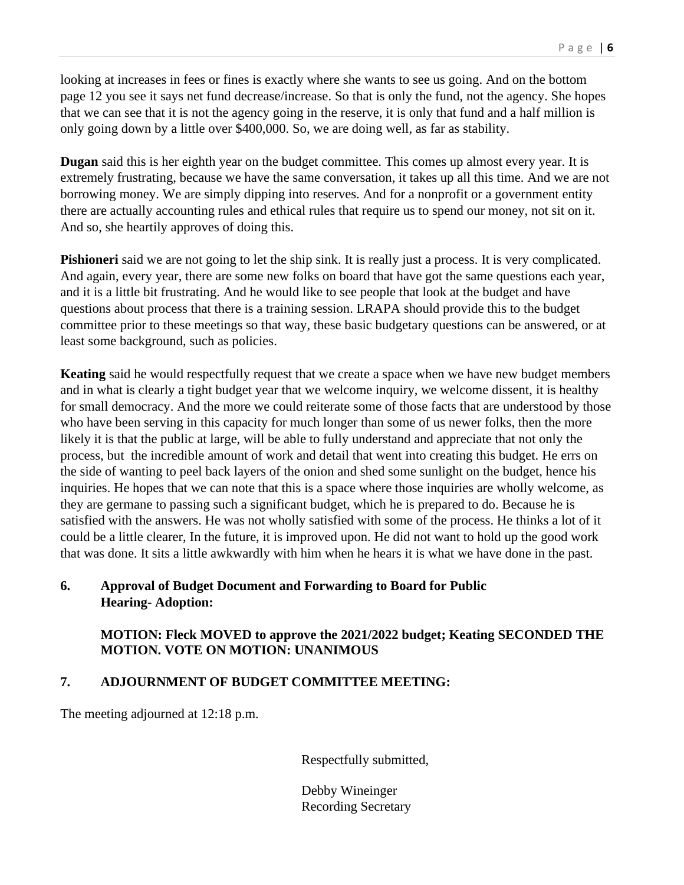looking at increases in fees or fines is exactly where she wants to see us going. And on the bottom page 12 you see it says net fund decrease/increase. So that is only the fund, not the agency. She hopes that we can see that it is not the agency going in the reserve, it is only that fund and a half million is only going down by a little over $400,000. So, we are doing well, as far as stability.

**Dugan** said this is her eighth year on the budget committee. This comes up almost every year. It is extremely frustrating, because we have the same conversation, it takes up all this time. And we are not borrowing money. We are simply dipping into reserves. And for a nonprofit or a government entity there are actually accounting rules and ethical rules that require us to spend our money, not sit on it. And so, she heartily approves of doing this.

**Pishioneri** said we are not going to let the ship sink. It is really just a process. It is very complicated. And again, every year, there are some new folks on board that have got the same questions each year, and it is a little bit frustrating. And he would like to see people that look at the budget and have questions about process that there is a training session. LRAPA should provide this to the budget committee prior to these meetings so that way, these basic budgetary questions can be answered, or at least some background, such as policies.

**Keating** said he would respectfully request that we create a space when we have new budget members and in what is clearly a tight budget year that we welcome inquiry, we welcome dissent, it is healthy for small democracy. And the more we could reiterate some of those facts that are understood by those who have been serving in this capacity for much longer than some of us newer folks, then the more likely it is that the public at large, will be able to fully understand and appreciate that not only the process, but the incredible amount of work and detail that went into creating this budget. He errs on the side of wanting to peel back layers of the onion and shed some sunlight on the budget, hence his inquiries. He hopes that we can note that this is a space where those inquiries are wholly welcome, as they are germane to passing such a significant budget, which he is prepared to do. Because he is satisfied with the answers. He was not wholly satisfied with some of the process. He thinks a lot of it could be a little clearer, In the future, it is improved upon. He did not want to hold up the good work that was done. It sits a little awkwardly with him when he hears it is what we have done in the past.

**6. Approval of Budget Document and Forwarding to Board for Public Hearing- Adoption:**

**MOTION: Fleck MOVED to approve the 2021/2022 budget; Keating SECONDED THE MOTION. VOTE ON MOTION: UNANIMOUS**

**7. ADJOURNMENT OF BUDGET COMMITTEE MEETING:**

The meeting adjourned at 12:18 p.m.

Respectfully submitted,

Debby Wineinger
Recording Secretary